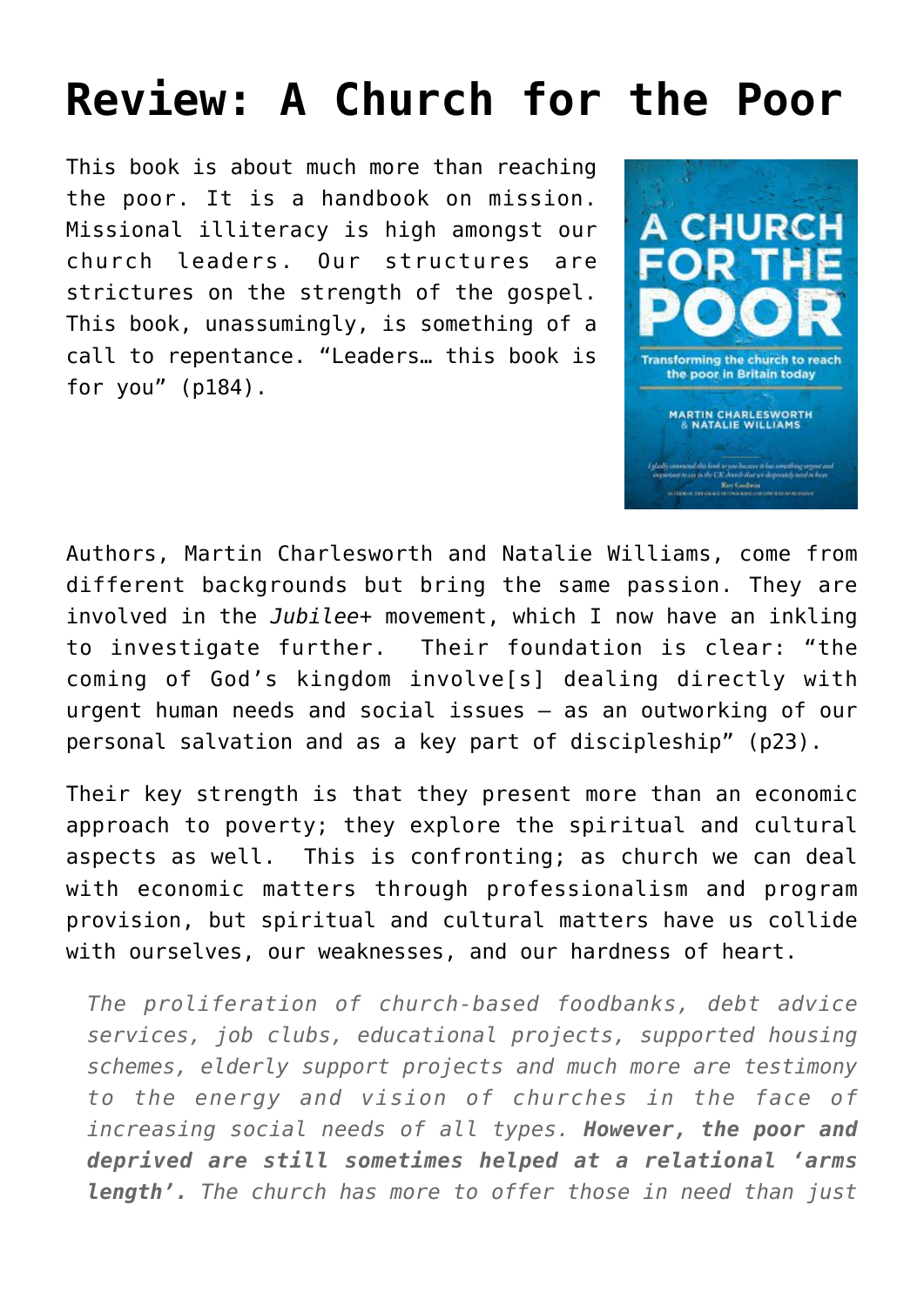# Review: A Church for the Poor

This book is about much more than reaching the poor. It is a handbook on mission. Missional illiteracy is high amongst our church leaders. Our structures are strictures on the strength of the gospel. This book, unassumingly, is something of a call to repentance. "Leaders… this book is for you" (p184).

Authors, Martin Charlesworth and Natalie Williams, come from different backgrounds but bring the same passion. They are involved in the *Jubilee+* movement, which I now have an inkling to investigate further. Their foundation is clear: "the coming of God's kingdom involve[s] dealing directly with urgent human needs and social issues – as an outworking of our personal salvation and as a key part of discipleship" (p23).

Their key strength is that they present more than an economic approach to poverty; they explore the spiritual and cultural aspects as well. This is confronting; as church we can deal with economic matters through professionalism and program provision, but spiritual and cultural matters have us collide with ourselves, our weaknesses, and our hardness of heart.

> *The proliferation of church-based foodbanks, debt advice services, job clubs, educational projects, supported housing schemes, elderly support projects and much more are testimony to the energy and vision of churches in the face of increasing social needs of all types.* ***However, the poor and deprived are still sometimes helped at a relational 'arms length'.*** *The church has more to offer those in need than just*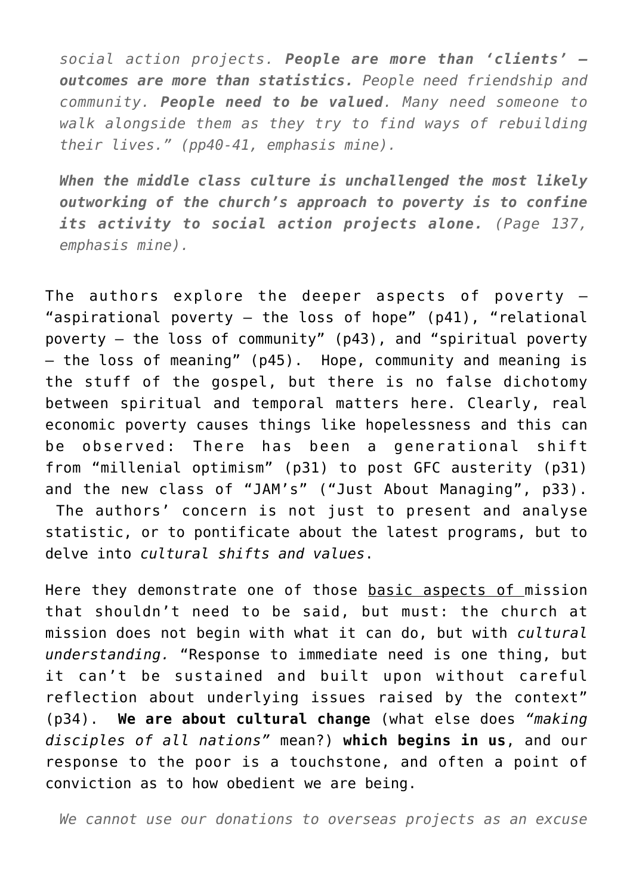> *social action projects.* ***People are more than 'clients' – outcomes are more than statistics.*** *People need friendship and community.* ***People need to be valued****. Many need someone to walk alongside them as they try to find ways of rebuilding their lives." (pp40-41, emphasis mine).*

> ***When the middle class culture is unchallenged the most likely outworking of the church's approach to poverty is to confine its activity to social action projects alone.*** *(Page 137, emphasis mine).*

The authors explore the deeper aspects of poverty – "aspirational poverty – the loss of hope" (p41), "relational poverty – the loss of community" (p43), and "spiritual poverty – the loss of meaning" (p45). Hope, community and meaning is the stuff of the gospel, but there is no false dichotomy between spiritual and temporal matters here. Clearly, real economic poverty causes things like hopelessness and this can be observed: There has been a generational shift from "millenial optimism" (p31) to post GFC austerity (p31) and the new class of "JAM's" ("Just About Managing", p33). The authors' concern is not just to present and analyse statistic, or to pontificate about the latest programs, but to delve into *cultural shifts and values*.

Here they demonstrate one of those basic aspects of mission that shouldn't need to be said, but must: the church at mission does not begin with what it can do, but with *cultural understanding.* "Response to immediate need is one thing, but it can't be sustained and built upon without careful reflection about underlying issues raised by the context" (p34). **We are about cultural change** (what else does *"making disciples of all nations"* mean?) **which begins in us**, and our response to the poor is a touchstone, and often a point of conviction as to how obedient we are being.

> *We cannot use our donations to overseas projects as an excuse*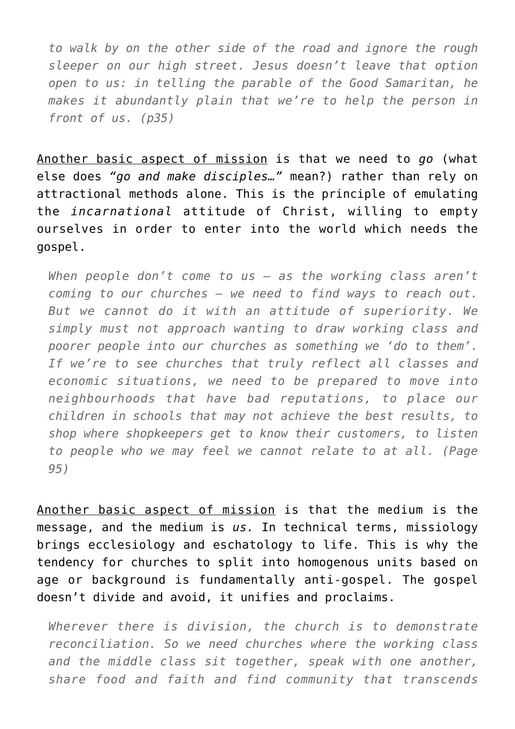> *to walk by on the other side of the road and ignore the rough sleeper on our high street. Jesus doesn't leave that option open to us: in telling the parable of the Good Samaritan, he makes it abundantly plain that we're to help the person in front of us. (p35)*

<u>Another basic aspect of mission</u> is that we need to *go* (what else does *"go and make disciples…"* mean?) rather than rely on attractional methods alone. This is the principle of emulating the *incarnational* attitude of Christ, willing to empty ourselves in order to enter into the world which needs the gospel.

> *When people don't come to us – as the working class aren't coming to our churches – we need to find ways to reach out. But we cannot do it with an attitude of superiority. We simply must not approach wanting to draw working class and poorer people into our churches as something we 'do to them'. If we're to see churches that truly reflect all classes and economic situations, we need to be prepared to move into neighbourhoods that have bad reputations, to place our children in schools that may not achieve the best results, to shop where shopkeepers get to know their customers, to listen to people who we may feel we cannot relate to at all. (Page 95)*

<u>Another basic aspect of mission</u> is that the medium is the message, and the medium is *us.* In technical terms, missiology brings ecclesiology and eschatology to life. This is why the tendency for churches to split into homogenous units based on age or background is fundamentally anti-gospel. The gospel doesn't divide and avoid, it unifies and proclaims.

> *Wherever there is division, the church is to demonstrate reconciliation. So we need churches where the working class and the middle class sit together, speak with one another, share food and faith and find community that transcends*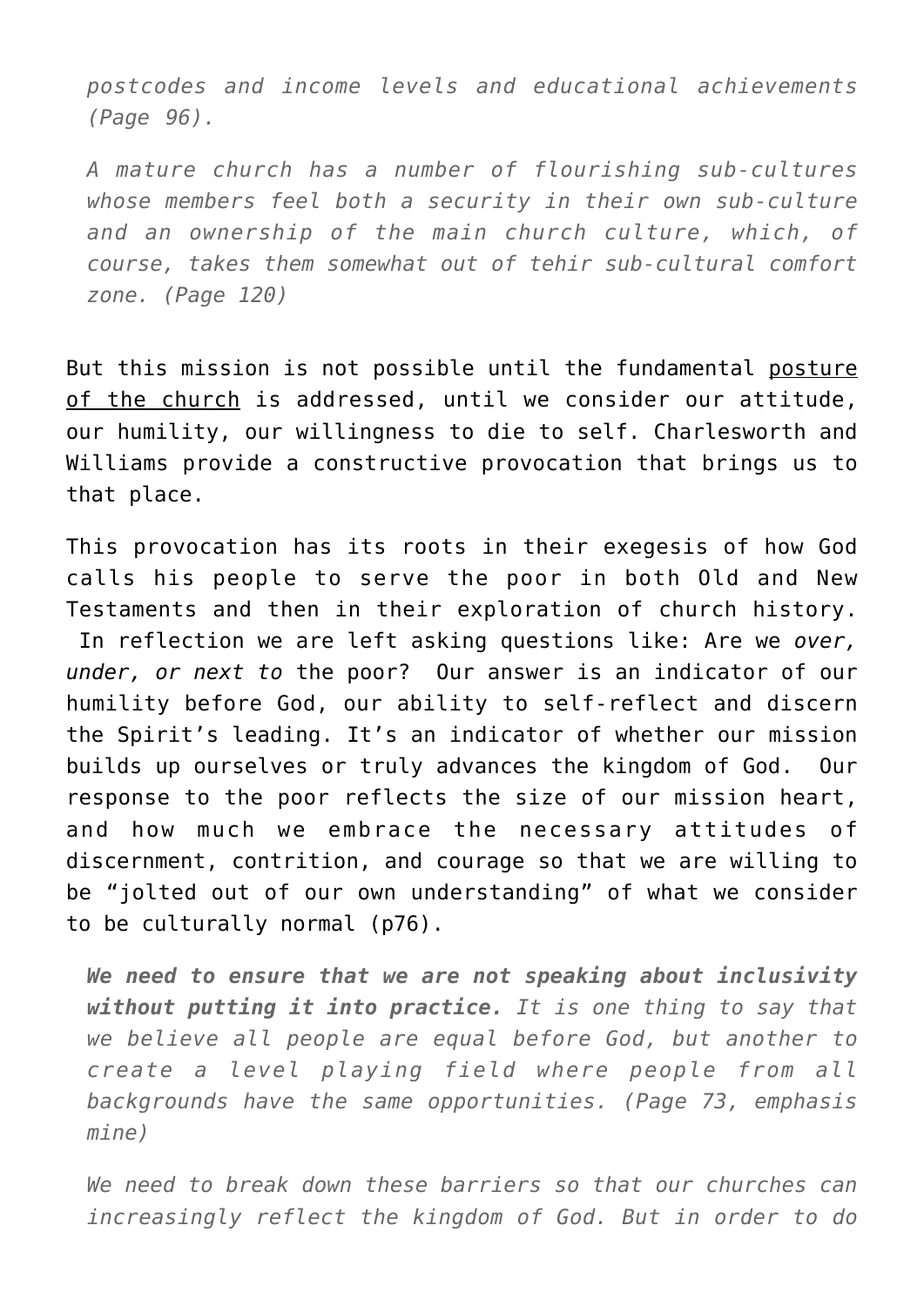*postcodes and income levels and educational achievements (Page 96).*

*A mature church has a number of flourishing sub-cultures whose members feel both a security in their own sub-culture and an ownership of the main church culture, which, of course, takes them somewhat out of tehir sub-cultural comfort zone. (Page 120)*

But this mission is not possible until the fundamental posture of the church is addressed, until we consider our attitude, our humility, our willingness to die to self. Charlesworth and Williams provide a constructive provocation that brings us to that place.

This provocation has its roots in their exegesis of how God calls his people to serve the poor in both Old and New Testaments and then in their exploration of church history. In reflection we are left asking questions like: Are we *over, under, or next to* the poor? Our answer is an indicator of our humility before God, our ability to self-reflect and discern the Spirit's leading. It's an indicator of whether our mission builds up ourselves or truly advances the kingdom of God. Our response to the poor reflects the size of our mission heart, and how much we embrace the necessary attitudes of discernment, contrition, and courage so that we are willing to be "jolted out of our own understanding" of what we consider to be culturally normal (p76).

***We need to ensure that we are not speaking about inclusivity without putting it into practice.*** *It is one thing to say that we believe all people are equal before God, but another to create a level playing field where people from all backgrounds have the same opportunities. (Page 73, emphasis mine)*

*We need to break down these barriers so that our churches can increasingly reflect the kingdom of God. But in order to do*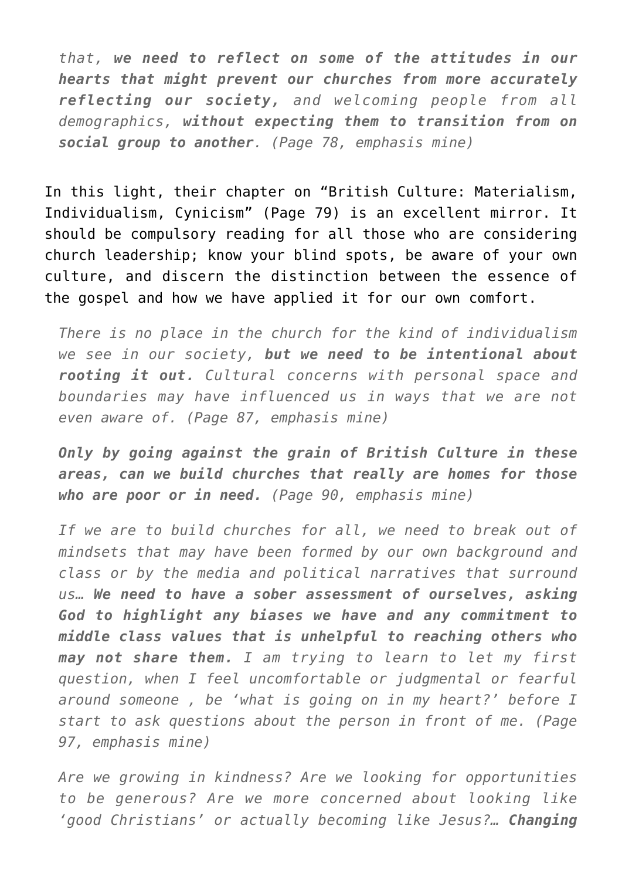> *that, **we need to reflect on some of the attitudes in our hearts that might prevent our churches from more accurately reflecting our society**, and welcoming people from all demographics, **without expecting them to transition from on social group to another**. (Page 78, emphasis mine)*

In this light, their chapter on "British Culture: Materialism, Individualism, Cynicism" (Page 79) is an excellent mirror. It should be compulsory reading for all those who are considering church leadership; know your blind spots, be aware of your own culture, and discern the distinction between the essence of the gospel and how we have applied it for our own comfort.

> *There is no place in the church for the kind of individualism we see in our society, **but we need to be intentional about rooting it out.** Cultural concerns with personal space and boundaries may have influenced us in ways that we are not even aware of. (Page 87, emphasis mine)*

> ***Only by going against the grain of British Culture in these areas, can we build churches that really are homes for those who are poor or in need.** (Page 90, emphasis mine)*

> *If we are to build churches for all, we need to break out of mindsets that may have been formed by our own background and class or by the media and political narratives that surround us… **We need to have a sober assessment of ourselves, asking God to highlight any biases we have and any commitment to middle class values that is unhelpful to reaching others who may not share them.** I am trying to learn to let my first question, when I feel uncomfortable or judgmental or fearful around someone , be 'what is going on in my heart?' before I start to ask questions about the person in front of me. (Page 97, emphasis mine)*

> *Are we growing in kindness? Are we looking for opportunities to be generous? Are we more concerned about looking like 'good Christians' or actually becoming like Jesus?… **Changing***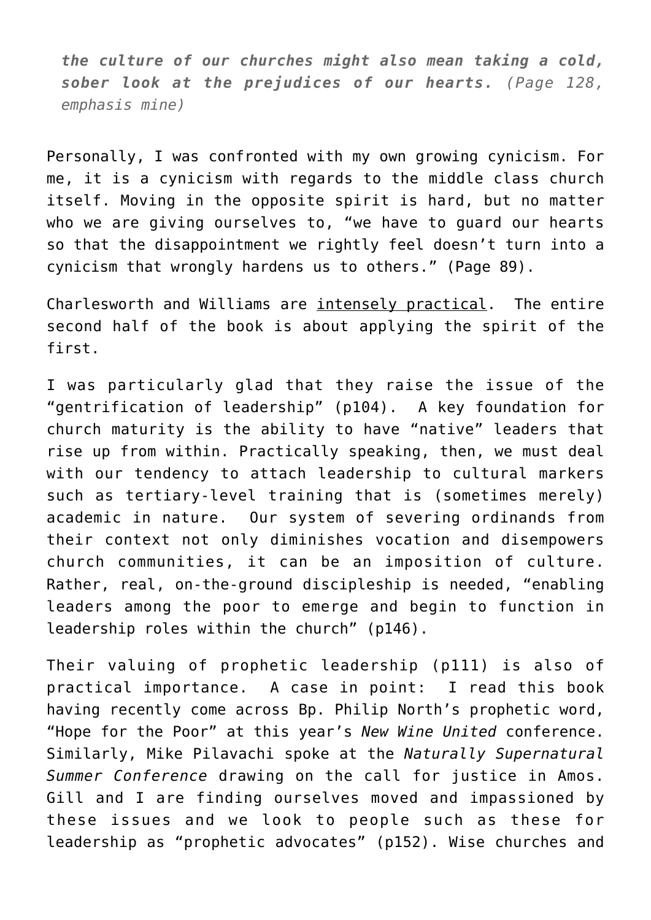> ***the culture of our churches might also mean taking a cold, sober look at the prejudices of our hearts.*** *(Page 128, emphasis mine)*

Personally, I was confronted with my own growing cynicism. For me, it is a cynicism with regards to the middle class church itself. Moving in the opposite spirit is hard, but no matter who we are giving ourselves to, “we have to guard our hearts so that the disappointment we rightly feel doesn’t turn into a cynicism that wrongly hardens us to others.” (Page 89).

Charlesworth and Williams are <u>intensely practical</u>. The entire second half of the book is about applying the spirit of the first.

I was particularly glad that they raise the issue of the “gentrification of leadership” (p104). A key foundation for church maturity is the ability to have “native” leaders that rise up from within. Practically speaking, then, we must deal with our tendency to attach leadership to cultural markers such as tertiary-level training that is (sometimes merely) academic in nature. Our system of severing ordinands from their context not only diminishes vocation and disempowers church communities, it can be an imposition of culture. Rather, real, on-the-ground discipleship is needed, “enabling leaders among the poor to emerge and begin to function in leadership roles within the church” (p146).

Their valuing of prophetic leadership (p111) is also of practical importance. A case in point: I read this book having recently come across Bp. Philip North’s prophetic word, “Hope for the Poor” at this year’s *New Wine United* conference. Similarly, Mike Pilavachi spoke at the *Naturally Supernatural Summer Conference* drawing on the call for justice in Amos. Gill and I are finding ourselves moved and impassioned by these issues and we look to people such as these for leadership as “prophetic advocates” (p152). Wise churches and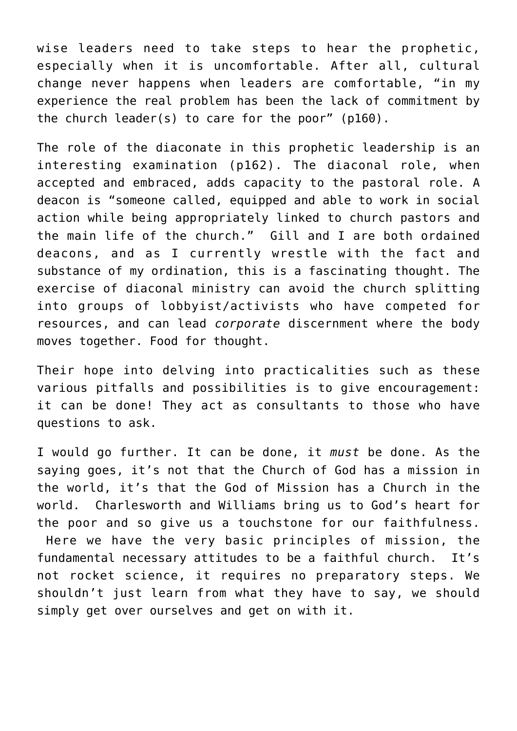wise leaders need to take steps to hear the prophetic, especially when it is uncomfortable. After all, cultural change never happens when leaders are comfortable, “in my experience the real problem has been the lack of commitment by the church leader(s) to care for the poor” (p160).

The role of the diaconate in this prophetic leadership is an interesting examination (p162). The diaconal role, when accepted and embraced, adds capacity to the pastoral role. A deacon is “someone called, equipped and able to work in social action while being appropriately linked to church pastors and the main life of the church.” Gill and I are both ordained deacons, and as I currently wrestle with the fact and substance of my ordination, this is a fascinating thought. The exercise of diaconal ministry can avoid the church splitting into groups of lobbyist/activists who have competed for resources, and can lead *corporate* discernment where the body moves together. Food for thought.

Their hope into delving into practicalities such as these various pitfalls and possibilities is to give encouragement: it can be done! They act as consultants to those who have questions to ask.

I would go further. It can be done, it *must* be done. As the saying goes, it’s not that the Church of God has a mission in the world, it’s that the God of Mission has a Church in the world. Charlesworth and Williams bring us to God’s heart for the poor and so give us a touchstone for our faithfulness. Here we have the very basic principles of mission, the fundamental necessary attitudes to be a faithful church. It’s not rocket science, it requires no preparatory steps. We shouldn’t just learn from what they have to say, we should simply get over ourselves and get on with it.